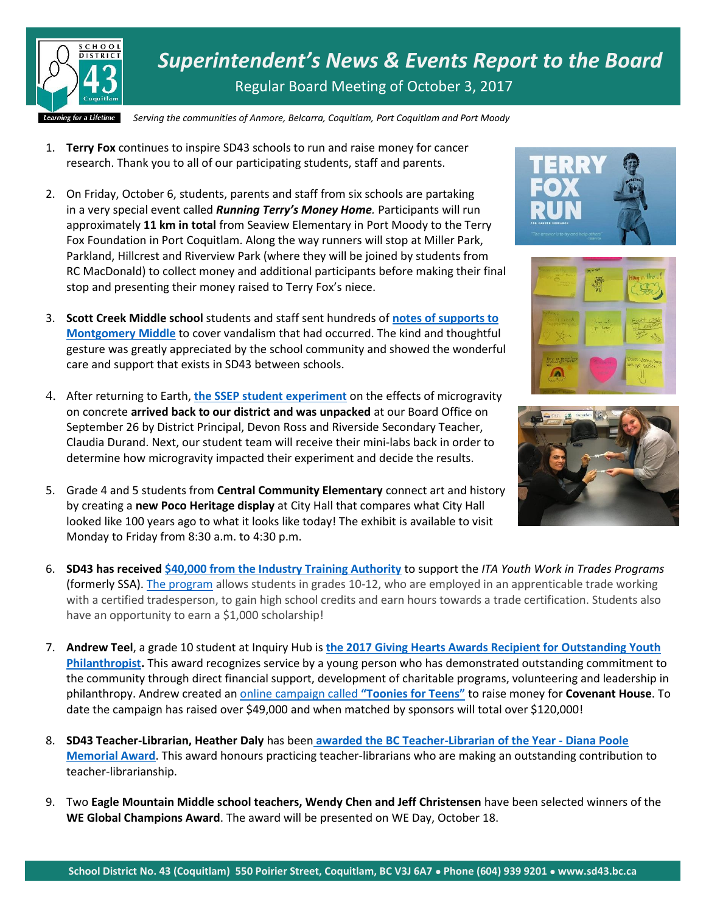# *Superintendent's News & Events Report to the Board*

Regular Board Meeting of October 3, 2017

*Serving the communities of Anmore, Belcarra, Coquitlam, Port Coquitlam and Port Moody*

1. **Terry Fox** continues to inspire SD43 schools to run and raise money for cancer research. Thank you to all of our participating students, staff and parents.

2. On Friday, October 6, students, parents and staff from six schools are partaking in a very special event called ***Running Terry's Money Home.*** Participants will run approximately **11 km in total** from Seaview Elementary in Port Moody to the Terry Fox Foundation in Port Coquitlam. Along the way runners will stop at Miller Park, Parkland, Hillcrest and Riverview Park (where they will be joined by students from RC MacDonald) to collect money and additional participants before making their final stop and presenting their money raised to Terry Fox's niece.

3. **Scott Creek Middle school** students and staff sent hundreds of **notes of supports to Montgomery Middle** to cover vandalism that had occurred. The kind and thoughtful gesture was greatly appreciated by the school community and showed the wonderful care and support that exists in SD43 between schools.

4. After returning to Earth, **the SSEP student experiment** on the effects of microgravity on concrete **arrived back to our district and was unpacked** at our Board Office on September 26 by District Principal, Devon Ross and Riverside Secondary Teacher, Claudia Durand. Next, our student team will receive their mini-labs back in order to determine how microgravity impacted their experiment and decide the results.

5. Grade 4 and 5 students from **Central Community Elementary** connect art and history by creating a **new Poco Heritage display** at City Hall that compares what City Hall looked like 100 years ago to what it looks like today! The exhibit is available to visit Monday to Friday from 8:30 a.m. to 4:30 p.m.

6. **SD43 has received $40,000 from the Industry Training Authority** to support the *ITA Youth Work in Trades Programs* (formerly SSA). The program allows students in grades 10-12, who are employed in an apprenticeable trade working with a certified tradesperson, to gain high school credits and earn hours towards a trade certification. Students also have an opportunity to earn a $1,000 scholarship!

7. **Andrew Teel**, a grade 10 student at Inquiry Hub is **the 2017 Giving Hearts Awards Recipient for Outstanding Youth Philanthropist.** This award recognizes service by a young person who has demonstrated outstanding commitment to the community through direct financial support, development of charitable programs, volunteering and leadership in philanthropy. Andrew created an online campaign called **"Toonies for Teens"** to raise money for **Covenant House**. To date the campaign has raised over $49,000 and when matched by sponsors will total over $120,000!

8. **SD43 Teacher-Librarian, Heather Daly** has been **awarded the BC Teacher-Librarian of the Year - Diana Poole Memorial Award**. This award honours practicing teacher-librarians who are making an outstanding contribution to teacher-librarianship.

9. Two **Eagle Mountain Middle school teachers, Wendy Chen and Jeff Christensen** have been selected winners of the **WE Global Champions Award**. The award will be presented on WE Day, October 18.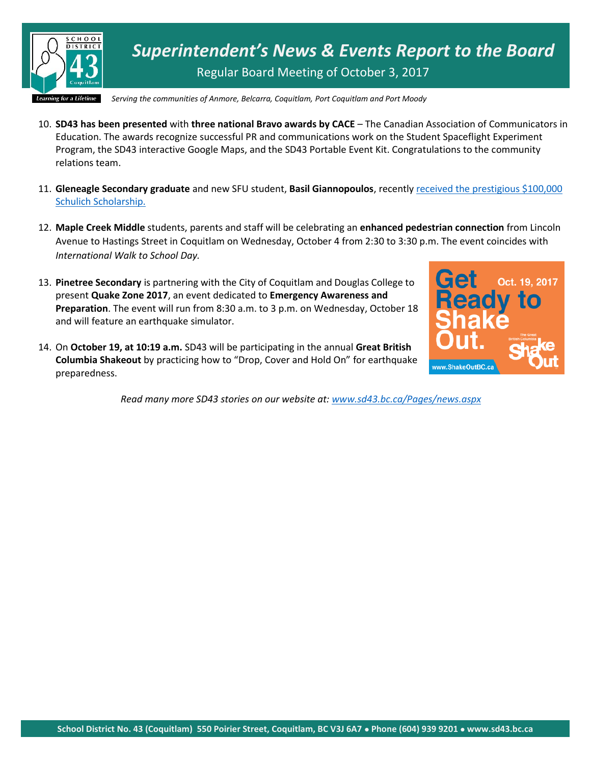# *Superintendent's News & Events Report to the Board*

Regular Board Meeting of October 3, 2017

*Serving the communities of Anmore, Belcarra, Coquitlam, Port Coquitlam and Port Moody*

10. **SD43 has been presented** with **three national Bravo awards by CACE** – The Canadian Association of Communicators in Education. The awards recognize successful PR and communications work on the Student Spaceflight Experiment Program, the SD43 interactive Google Maps, and the SD43 Portable Event Kit. Congratulations to the community relations team.

11. **Gleneagle Secondary graduate** and new SFU student, **Basil Giannopoulos**, recently received the prestigious $100,000 Schulich Scholarship.

12. **Maple Creek Middle** students, parents and staff will be celebrating an **enhanced pedestrian connection** from Lincoln Avenue to Hastings Street in Coquitlam on Wednesday, October 4 from 2:30 to 3:30 p.m. The event coincides with *International Walk to School Day.*

13. **Pinetree Secondary** is partnering with the City of Coquitlam and Douglas College to present **Quake Zone 2017**, an event dedicated to **Emergency Awareness and Preparation**. The event will run from 8:30 a.m. to 3 p.m. on Wednesday, October 18 and will feature an earthquake simulator.

14. On **October 19, at 10:19 a.m.** SD43 will be participating in the annual **Great British Columbia Shakeout** by practicing how to "Drop, Cover and Hold On" for earthquake preparedness.

*Read many more SD43 stories on our website at: www.sd43.bc.ca/Pages/news.aspx*